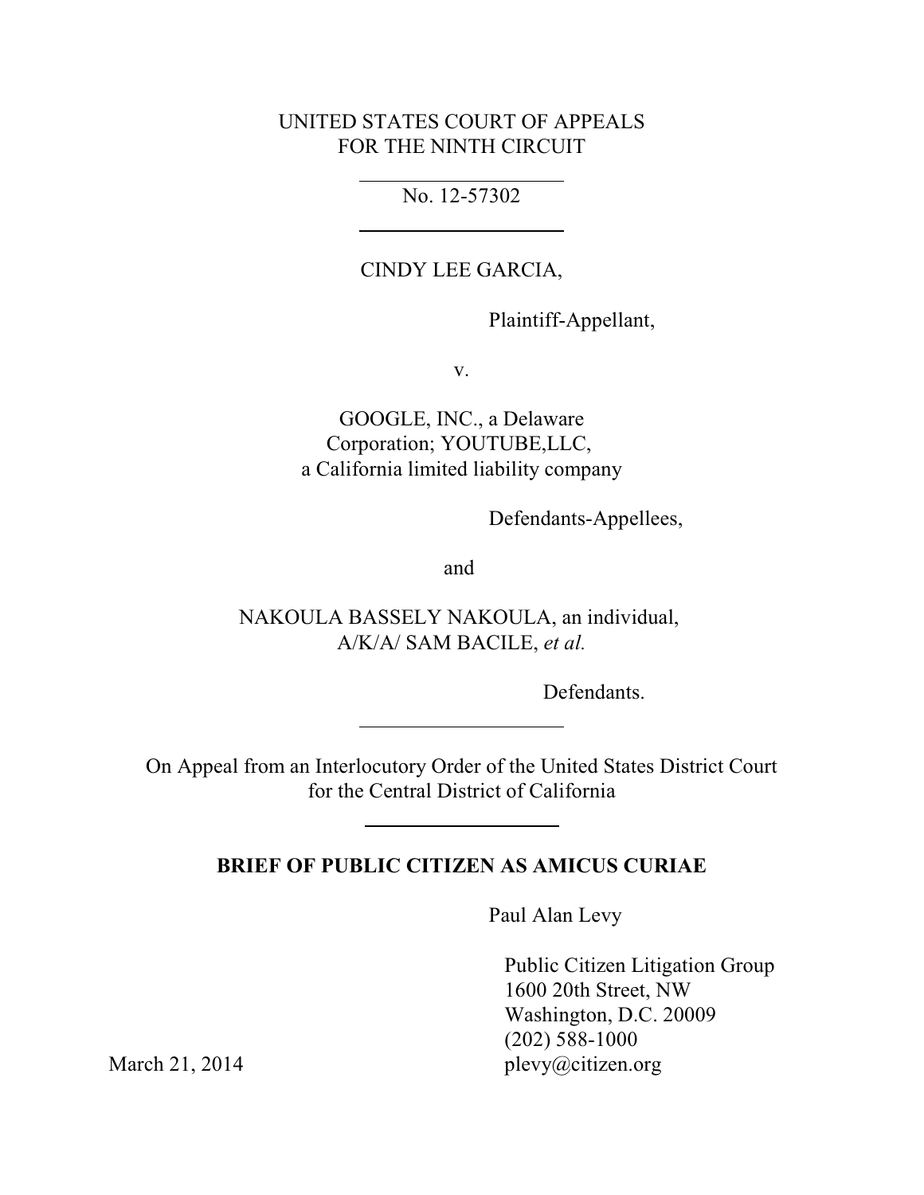UNITED STATES COURT OF APPEALS
FOR THE NINTH CIRCUIT

---

No. 12-57302

---

CINDY LEE GARCIA,

Plaintiff-Appellant,

v.

GOOGLE, INC., a Delaware Corporation; YOUTUBE,LLC, a California limited liability company

Defendants-Appellees,

and

NAKOULA BASSELY NAKOULA, an individual, A/K/A/ SAM BACILE, *et al.*

Defendants.

---

On Appeal from an Interlocutory Order of the United States District Court for the Central District of California

---

**BRIEF OF PUBLIC CITIZEN AS AMICUS CURIAE**

Paul Alan Levy

Public Citizen Litigation Group
1600 20th Street, NW
Washington, D.C. 20009
(202) 588-1000
plevy@citizen.org

March 21, 2014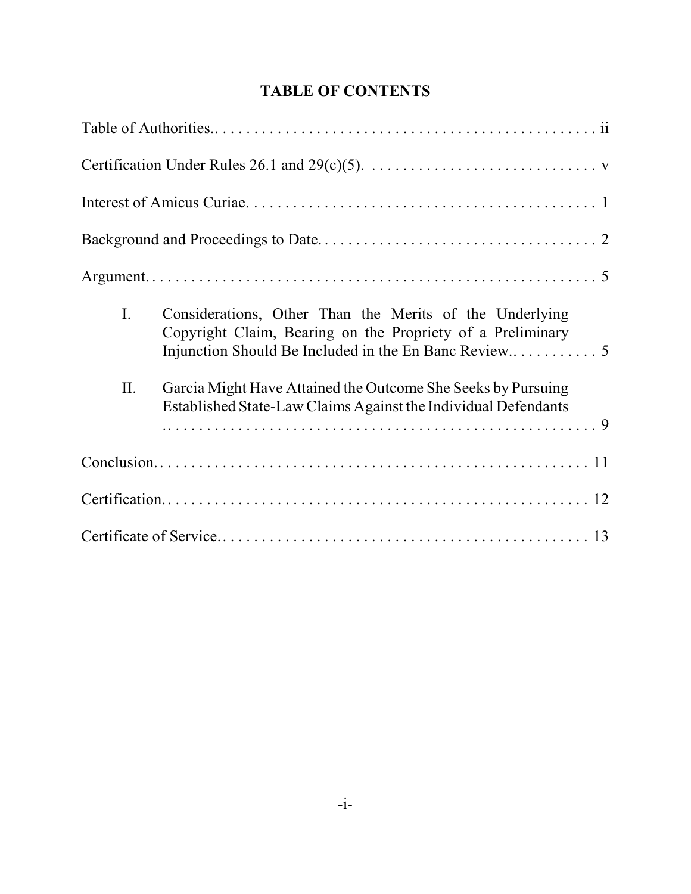# TABLE OF CONTENTS

| | |
|---|---|
| Table of Authorities | ii |
| Certification Under Rules 26.1 and 29(c)(5) | v |
| Interest of Amicus Curiae | 1 |
| Background and Proceedings to Date | 2 |
| Argument | 5 |
| I. Considerations, Other Than the Merits of the Underlying Copyright Claim, Bearing on the Propriety of a Preliminary Injunction Should Be Included in the En Banc Review | 5 |
| II. Garcia Might Have Attained the Outcome She Seeks by Pursuing Established State-Law Claims Against the Individual Defendants | 9 |
| Conclusion | 11 |
| Certification | 12 |
| Certificate of Service | 13 |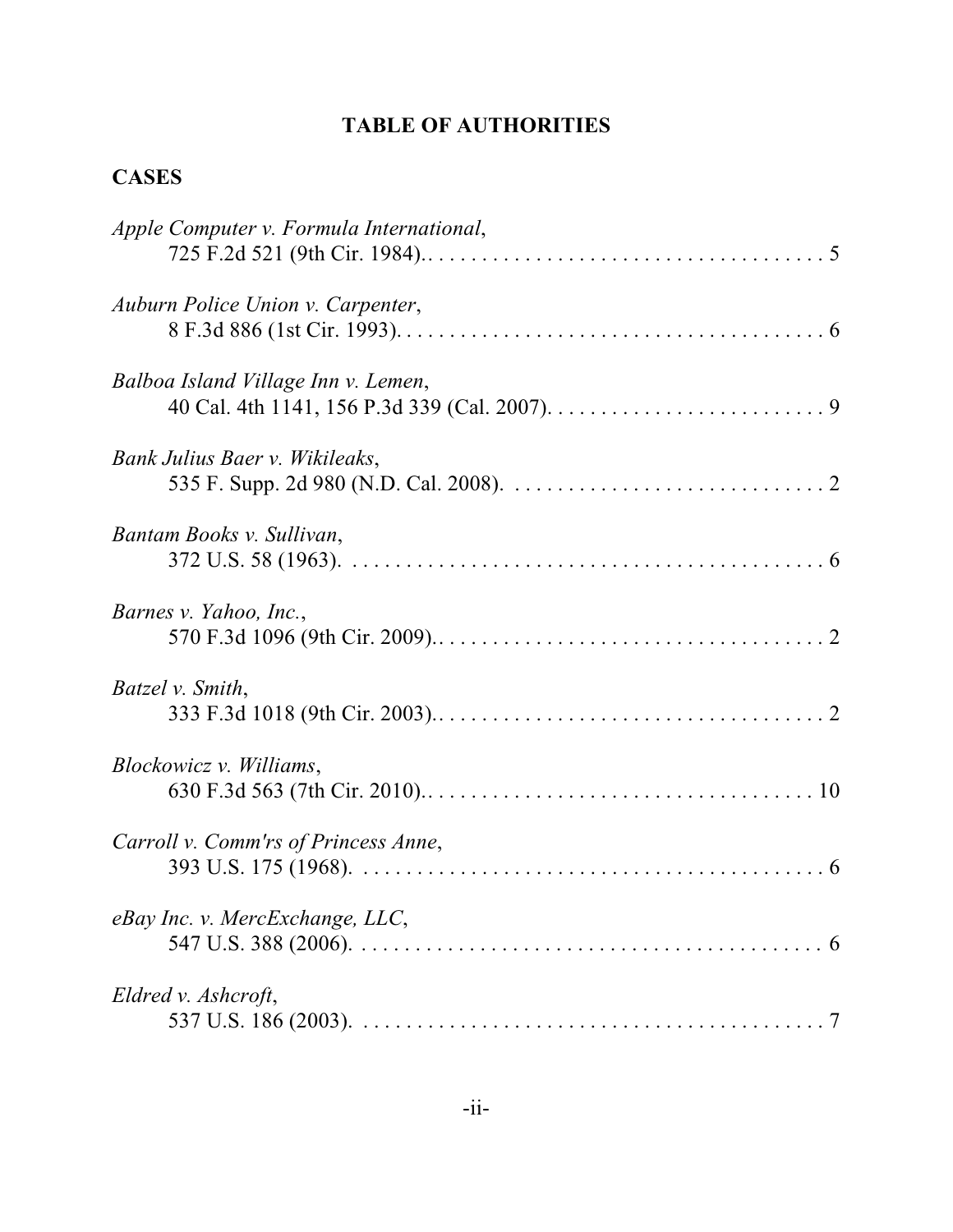# TABLE OF AUTHORITIES

## CASES

*Apple Computer v. Formula International*,
725 F.2d 521 (9th Cir. 1984). . . . . . . . . . . . . . . . . . . . . . . . . . . . . . . . . . . . . 5

*Auburn Police Union v. Carpenter*,
8 F.3d 886 (1st Cir. 1993). . . . . . . . . . . . . . . . . . . . . . . . . . . . . . . . . . . . . . . . 6

*Balboa Island Village Inn v. Lemen*,
40 Cal. 4th 1141, 156 P.3d 339 (Cal. 2007). . . . . . . . . . . . . . . . . . . . . . . . . . 9

*Bank Julius Baer v. Wikileaks*,
535 F. Supp. 2d 980 (N.D. Cal. 2008). . . . . . . . . . . . . . . . . . . . . . . . . . . . . . 2

*Bantam Books v. Sullivan*,
372 U.S. 58 (1963). . . . . . . . . . . . . . . . . . . . . . . . . . . . . . . . . . . . . . . . . . . . . 6

*Barnes v. Yahoo, Inc.*,
570 F.3d 1096 (9th Cir. 2009). . . . . . . . . . . . . . . . . . . . . . . . . . . . . . . . . . . . . 2

*Batzel v. Smith*,
333 F.3d 1018 (9th Cir. 2003). . . . . . . . . . . . . . . . . . . . . . . . . . . . . . . . . . . . . 2

*Blockowicz v. Williams*,
630 F.3d 563 (7th Cir. 2010). . . . . . . . . . . . . . . . . . . . . . . . . . . . . . . . . . . . . 10

*Carroll v. Comm'rs of Princess Anne*,
393 U.S. 175 (1968). . . . . . . . . . . . . . . . . . . . . . . . . . . . . . . . . . . . . . . . . . . . 6

*eBay Inc. v. MercExchange, LLC*,
547 U.S. 388 (2006). . . . . . . . . . . . . . . . . . . . . . . . . . . . . . . . . . . . . . . . . . . . 6

*Eldred v. Ashcroft*,
537 U.S. 186 (2003). . . . . . . . . . . . . . . . . . . . . . . . . . . . . . . . . . . . . . . . . . . . 7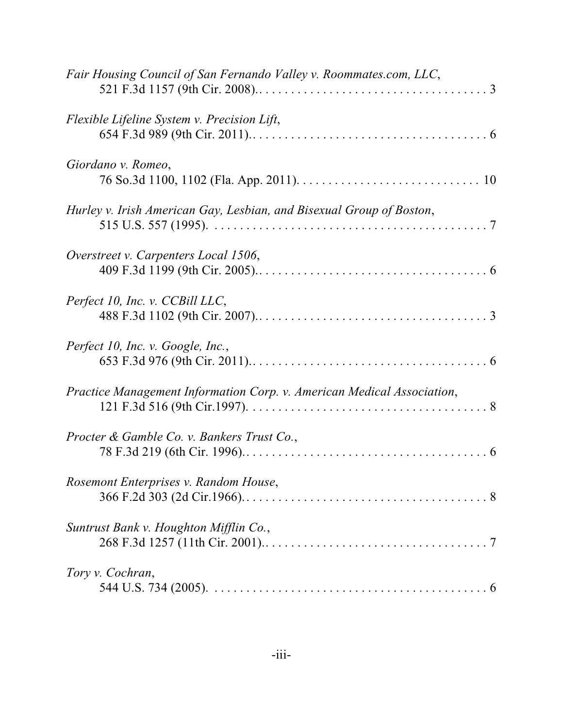*Fair Housing Council of San Fernando Valley v. Roommates.com, LLC*,
521 F.3d 1157 (9th Cir. 2008).. . . . . . . . . . . . . . . . . . . . . . . . . . . . . . . . . . . . 3

*Flexible Lifeline System v. Precision Lift*,
654 F.3d 989 (9th Cir. 2011).. . . . . . . . . . . . . . . . . . . . . . . . . . . . . . . . . . . . . 6

*Giordano v. Romeo*,
76 So.3d 1100, 1102 (Fla. App. 2011). . . . . . . . . . . . . . . . . . . . . . . . . . . . . 10

*Hurley v. Irish American Gay, Lesbian, and Bisexual Group of Boston*,
515 U.S. 557 (1995). . . . . . . . . . . . . . . . . . . . . . . . . . . . . . . . . . . . . . . . . . . . 7

*Overstreet v. Carpenters Local 1506*,
409 F.3d 1199 (9th Cir. 2005).. . . . . . . . . . . . . . . . . . . . . . . . . . . . . . . . . . . . 6

*Perfect 10, Inc. v. CCBill LLC*,
488 F.3d 1102 (9th Cir. 2007).. . . . . . . . . . . . . . . . . . . . . . . . . . . . . . . . . . . . 3

*Perfect 10, Inc. v. Google, Inc.*,
653 F.3d 976 (9th Cir. 2011).. . . . . . . . . . . . . . . . . . . . . . . . . . . . . . . . . . . . . 6

*Practice Management Information Corp. v. American Medical Association*,
121 F.3d 516 (9th Cir.1997). . . . . . . . . . . . . . . . . . . . . . . . . . . . . . . . . . . . . . 8

*Procter & Gamble Co. v. Bankers Trust Co.*,
78 F.3d 219 (6th Cir. 1996).. . . . . . . . . . . . . . . . . . . . . . . . . . . . . . . . . . . . . . 6

*Rosemont Enterprises v. Random House*,
366 F.2d 303 (2d Cir.1966).. . . . . . . . . . . . . . . . . . . . . . . . . . . . . . . . . . . . . . 8

*Suntrust Bank v. Houghton Mifflin Co.*,
268 F.3d 1257 (11th Cir. 2001).. . . . . . . . . . . . . . . . . . . . . . . . . . . . . . . . . . . 7

*Tory v. Cochran*,
544 U.S. 734 (2005). . . . . . . . . . . . . . . . . . . . . . . . . . . . . . . . . . . . . . . . . . . . 6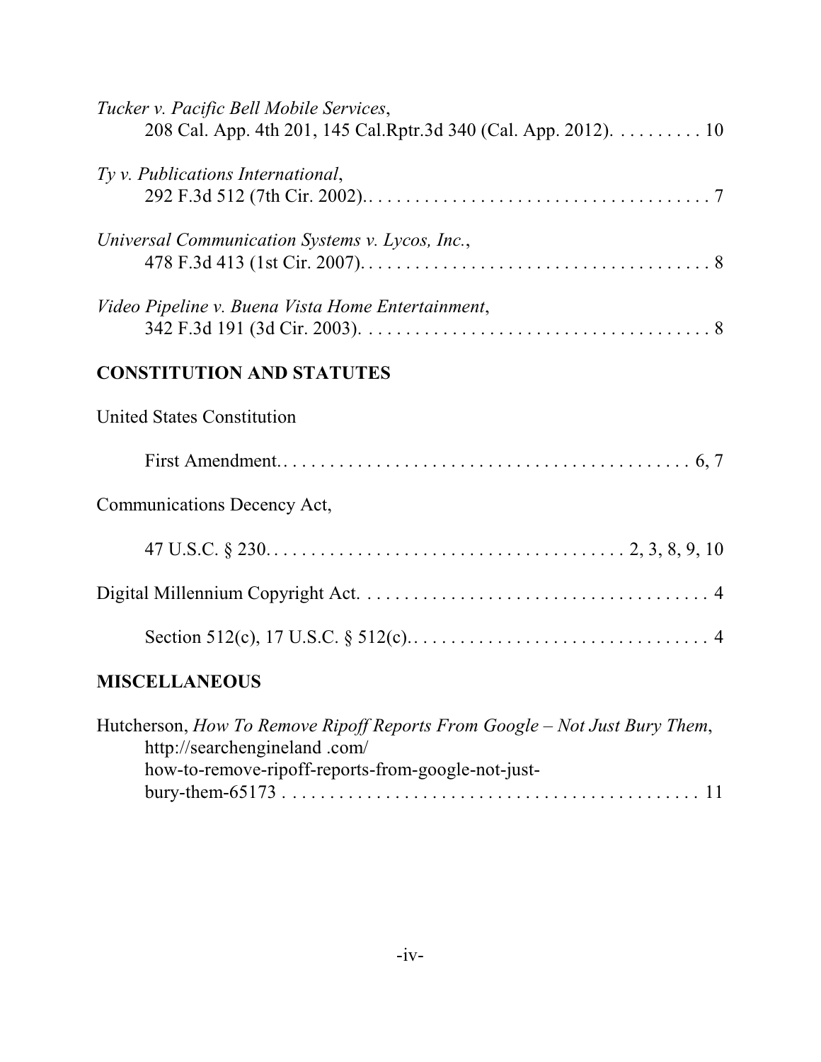*Tucker v. Pacific Bell Mobile Services*,
208 Cal. App. 4th 201, 145 Cal.Rptr.3d 340 (Cal. App. 2012). . . . . . . . . . 10

*Ty v. Publications International*,
292 F.3d 512 (7th Cir. 2002). . . . . . . . . . . . . . . . . . . . . . . . . . . . . . . . . . . . . . . 7

*Universal Communication Systems v. Lycos, Inc.*,
478 F.3d 413 (1st Cir. 2007). . . . . . . . . . . . . . . . . . . . . . . . . . . . . . . . . . . . . . . 8

*Video Pipeline v. Buena Vista Home Entertainment*,
342 F.3d 191 (3d Cir. 2003). . . . . . . . . . . . . . . . . . . . . . . . . . . . . . . . . . . . . . . 8

## CONSTITUTION AND STATUTES

United States Constitution

First Amendment. . . . . . . . . . . . . . . . . . . . . . . . . . . . . . . . . . . . . . . . . . . . . . 6, 7

Communications Decency Act,

47 U.S.C. § 230. . . . . . . . . . . . . . . . . . . . . . . . . . . . . . . . . . . . . . . . 2, 3, 8, 9, 10

Digital Millennium Copyright Act. . . . . . . . . . . . . . . . . . . . . . . . . . . . . . . . . . . . . . . 4

Section 512(c), 17 U.S.C. § 512(c). . . . . . . . . . . . . . . . . . . . . . . . . . . . . . . . . . 4

## MISCELLANEOUS

Hutcherson, *How To Remove Ripoff Reports From Google – Not Just Bury Them*,
http://searchengineland .com/
how-to-remove-ripoff-reports-from-google-not-just-
bury-them-65173 . . . . . . . . . . . . . . . . . . . . . . . . . . . . . . . . . . . . . . . . . . . . . 11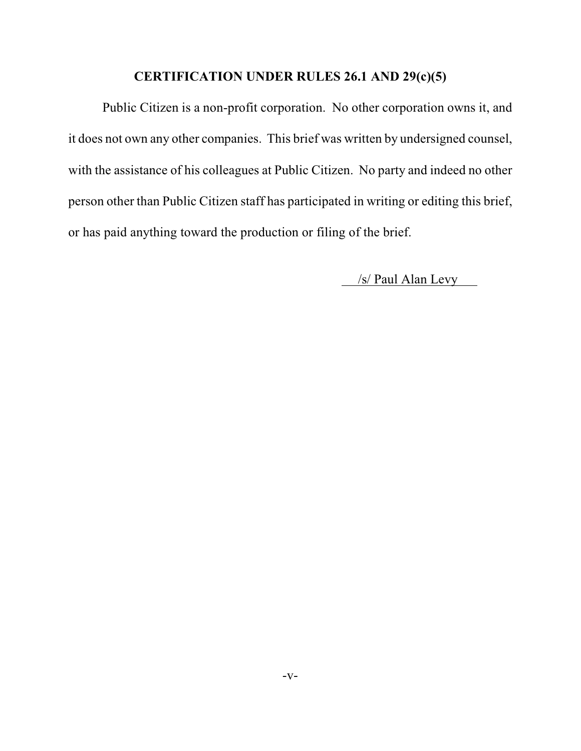## CERTIFICATION UNDER RULES 26.1 AND 29(c)(5)

Public Citizen is a non-profit corporation. No other corporation owns it, and it does not own any other companies. This brief was written by undersigned counsel, with the assistance of his colleagues at Public Citizen. No party and indeed no other person other than Public Citizen staff has participated in writing or editing this brief, or has paid anything toward the production or filing of the brief.

/s/ Paul Alan Levy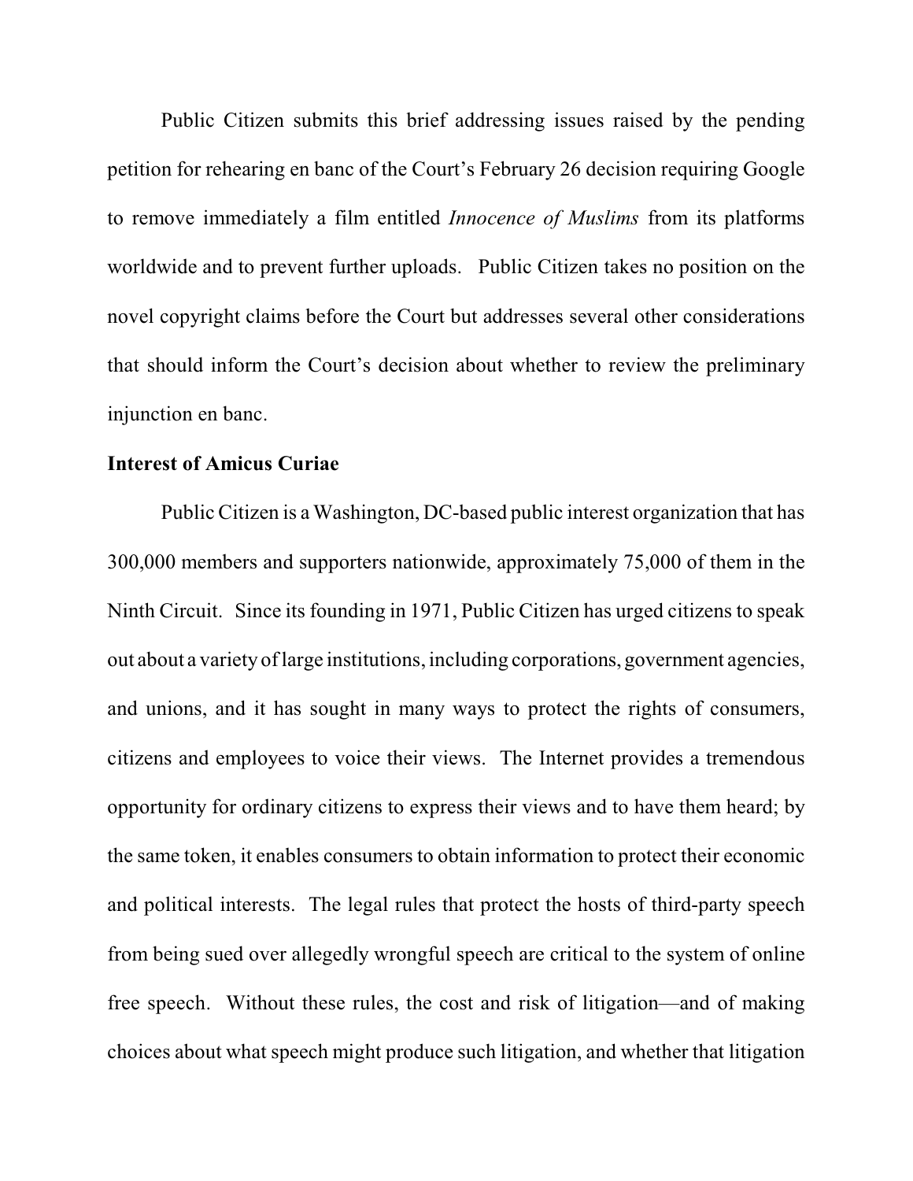Public Citizen submits this brief addressing issues raised by the pending petition for rehearing en banc of the Court's February 26 decision requiring Google to remove immediately a film entitled *Innocence of Muslims* from its platforms worldwide and to prevent further uploads. Public Citizen takes no position on the novel copyright claims before the Court but addresses several other considerations that should inform the Court's decision about whether to review the preliminary injunction en banc.

**Interest of Amicus Curiae**

Public Citizen is a Washington, DC-based public interest organization that has 300,000 members and supporters nationwide, approximately 75,000 of them in the Ninth Circuit. Since its founding in 1971, Public Citizen has urged citizens to speak out about a variety of large institutions, including corporations, government agencies, and unions, and it has sought in many ways to protect the rights of consumers, citizens and employees to voice their views. The Internet provides a tremendous opportunity for ordinary citizens to express their views and to have them heard; by the same token, it enables consumers to obtain information to protect their economic and political interests. The legal rules that protect the hosts of third-party speech from being sued over allegedly wrongful speech are critical to the system of online free speech. Without these rules, the cost and risk of litigation—and of making choices about what speech might produce such litigation, and whether that litigation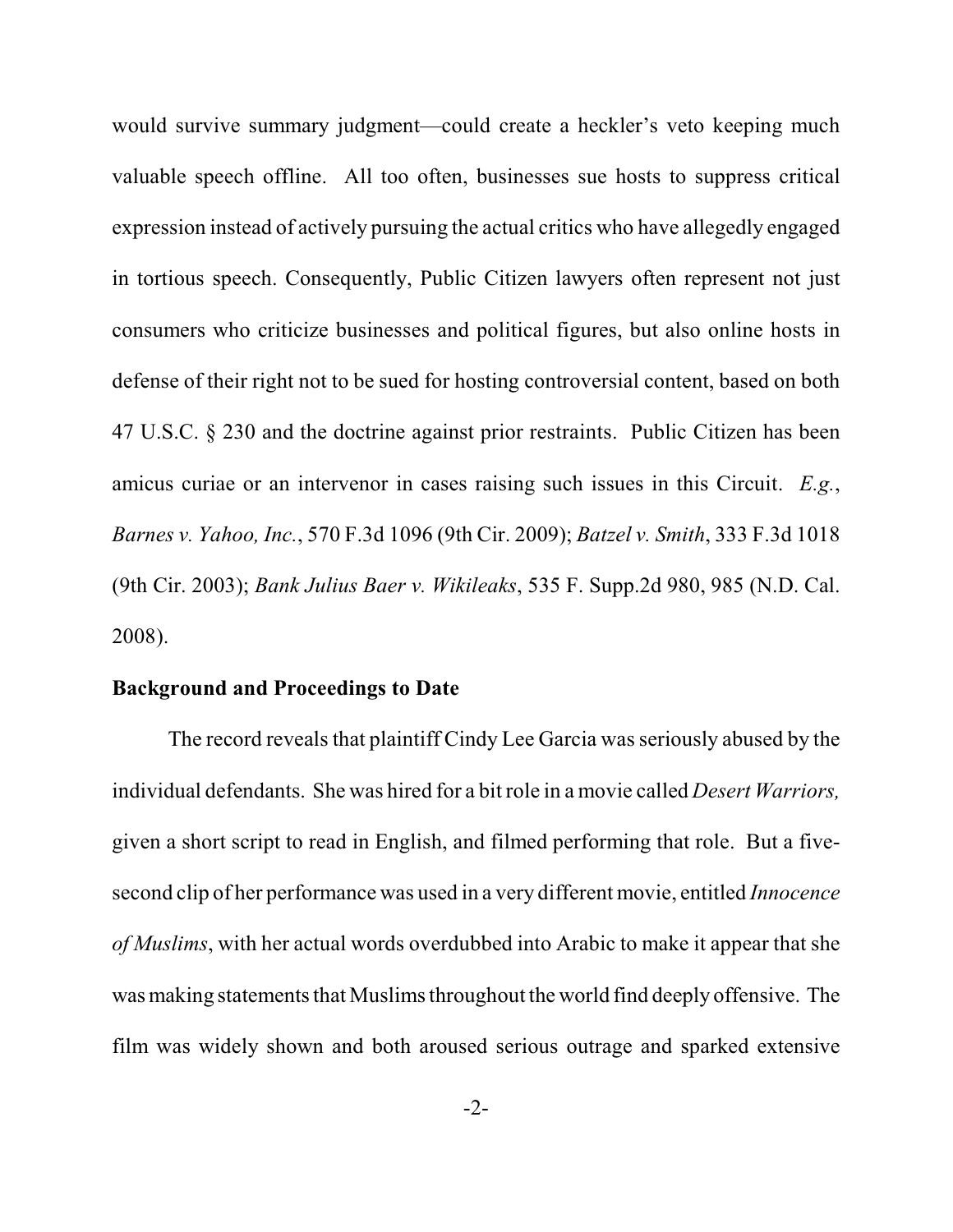would survive summary judgment—could create a heckler's veto keeping much valuable speech offline. All too often, businesses sue hosts to suppress critical expression instead of actively pursuing the actual critics who have allegedly engaged in tortious speech. Consequently, Public Citizen lawyers often represent not just consumers who criticize businesses and political figures, but also online hosts in defense of their right not to be sued for hosting controversial content, based on both 47 U.S.C. § 230 and the doctrine against prior restraints. Public Citizen has been amicus curiae or an intervenor in cases raising such issues in this Circuit. *E.g.*, *Barnes v. Yahoo, Inc.*, 570 F.3d 1096 (9th Cir. 2009); *Batzel v. Smith*, 333 F.3d 1018 (9th Cir. 2003); *Bank Julius Baer v. Wikileaks*, 535 F. Supp.2d 980, 985 (N.D. Cal. 2008).

**Background and Proceedings to Date**

The record reveals that plaintiff Cindy Lee Garcia was seriously abused by the individual defendants. She was hired for a bit role in a movie called *Desert Warriors,* given a short script to read in English, and filmed performing that role. But a five-second clip of her performance was used in a very different movie, entitled *Innocence of Muslims*, with her actual words overdubbed into Arabic to make it appear that she was making statements that Muslims throughout the world find deeply offensive. The film was widely shown and both aroused serious outrage and sparked extensive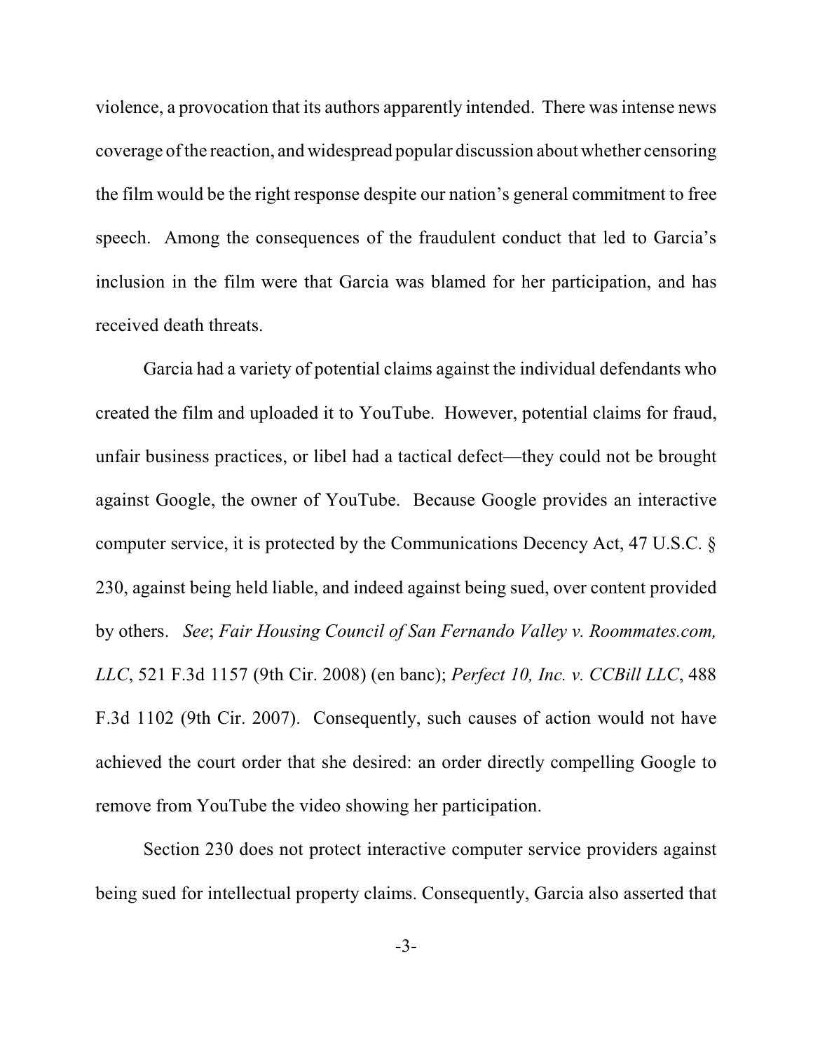violence, a provocation that its authors apparently intended. There was intense news coverage of the reaction, and widespread popular discussion about whether censoring the film would be the right response despite our nation's general commitment to free speech. Among the consequences of the fraudulent conduct that led to Garcia's inclusion in the film were that Garcia was blamed for her participation, and has received death threats.

Garcia had a variety of potential claims against the individual defendants who created the film and uploaded it to YouTube. However, potential claims for fraud, unfair business practices, or libel had a tactical defect—they could not be brought against Google, the owner of YouTube. Because Google provides an interactive computer service, it is protected by the Communications Decency Act, 47 U.S.C. § 230, against being held liable, and indeed against being sued, over content provided by others. *See*; *Fair Housing Council of San Fernando Valley v. Roommates.com, LLC*, 521 F.3d 1157 (9th Cir. 2008) (en banc); *Perfect 10, Inc. v. CCBill LLC*, 488 F.3d 1102 (9th Cir. 2007). Consequently, such causes of action would not have achieved the court order that she desired: an order directly compelling Google to remove from YouTube the video showing her participation.

Section 230 does not protect interactive computer service providers against being sued for intellectual property claims. Consequently, Garcia also asserted that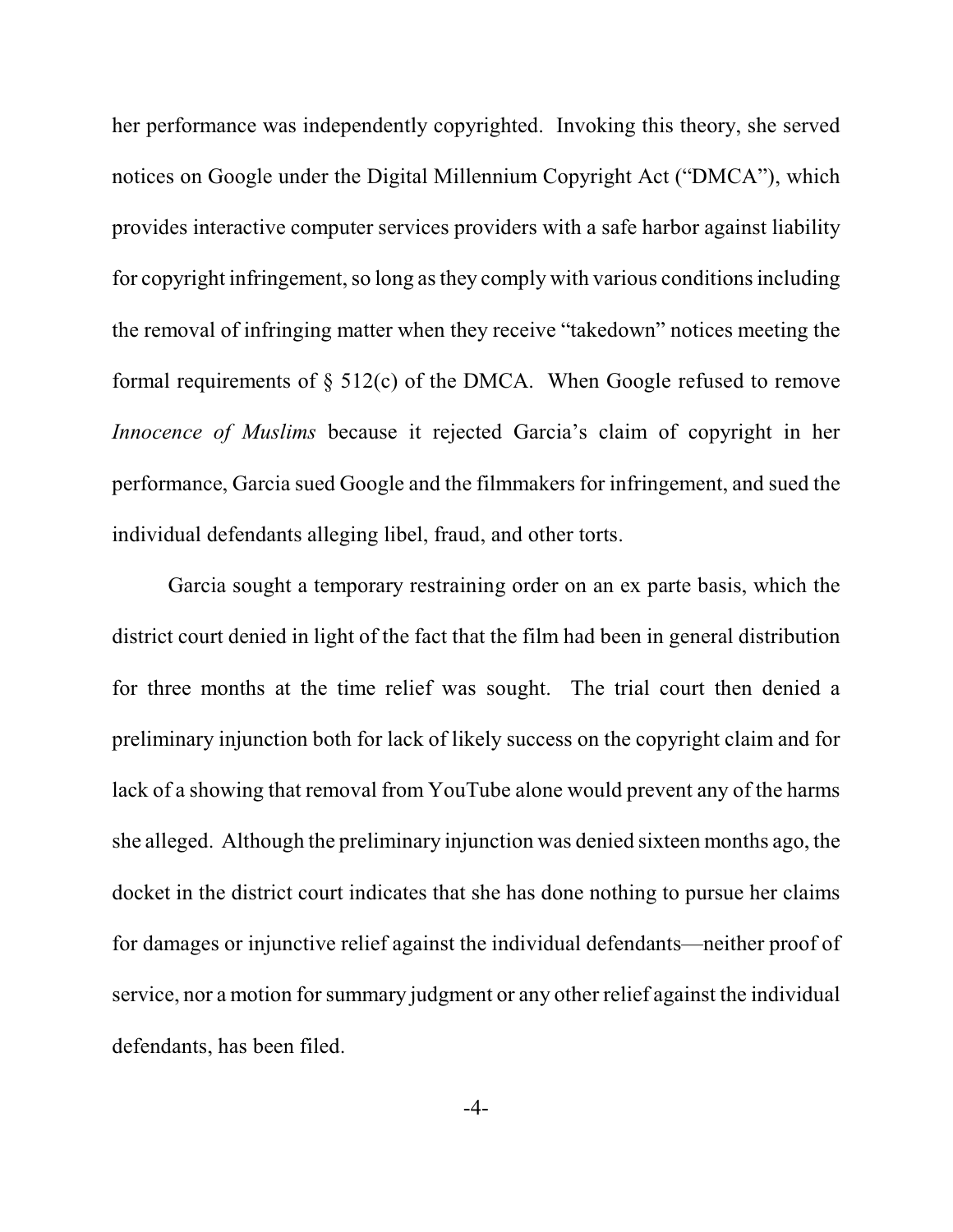her performance was independently copyrighted. Invoking this theory, she served notices on Google under the Digital Millennium Copyright Act ("DMCA"), which provides interactive computer services providers with a safe harbor against liability for copyright infringement, so long as they comply with various conditions including the removal of infringing matter when they receive "takedown" notices meeting the formal requirements of § 512(c) of the DMCA. When Google refused to remove *Innocence of Muslims* because it rejected Garcia's claim of copyright in her performance, Garcia sued Google and the filmmakers for infringement, and sued the individual defendants alleging libel, fraud, and other torts.

Garcia sought a temporary restraining order on an ex parte basis, which the district court denied in light of the fact that the film had been in general distribution for three months at the time relief was sought. The trial court then denied a preliminary injunction both for lack of likely success on the copyright claim and for lack of a showing that removal from YouTube alone would prevent any of the harms she alleged. Although the preliminary injunction was denied sixteen months ago, the docket in the district court indicates that she has done nothing to pursue her claims for damages or injunctive relief against the individual defendants—neither proof of service, nor a motion for summary judgment or any other relief against the individual defendants, has been filed.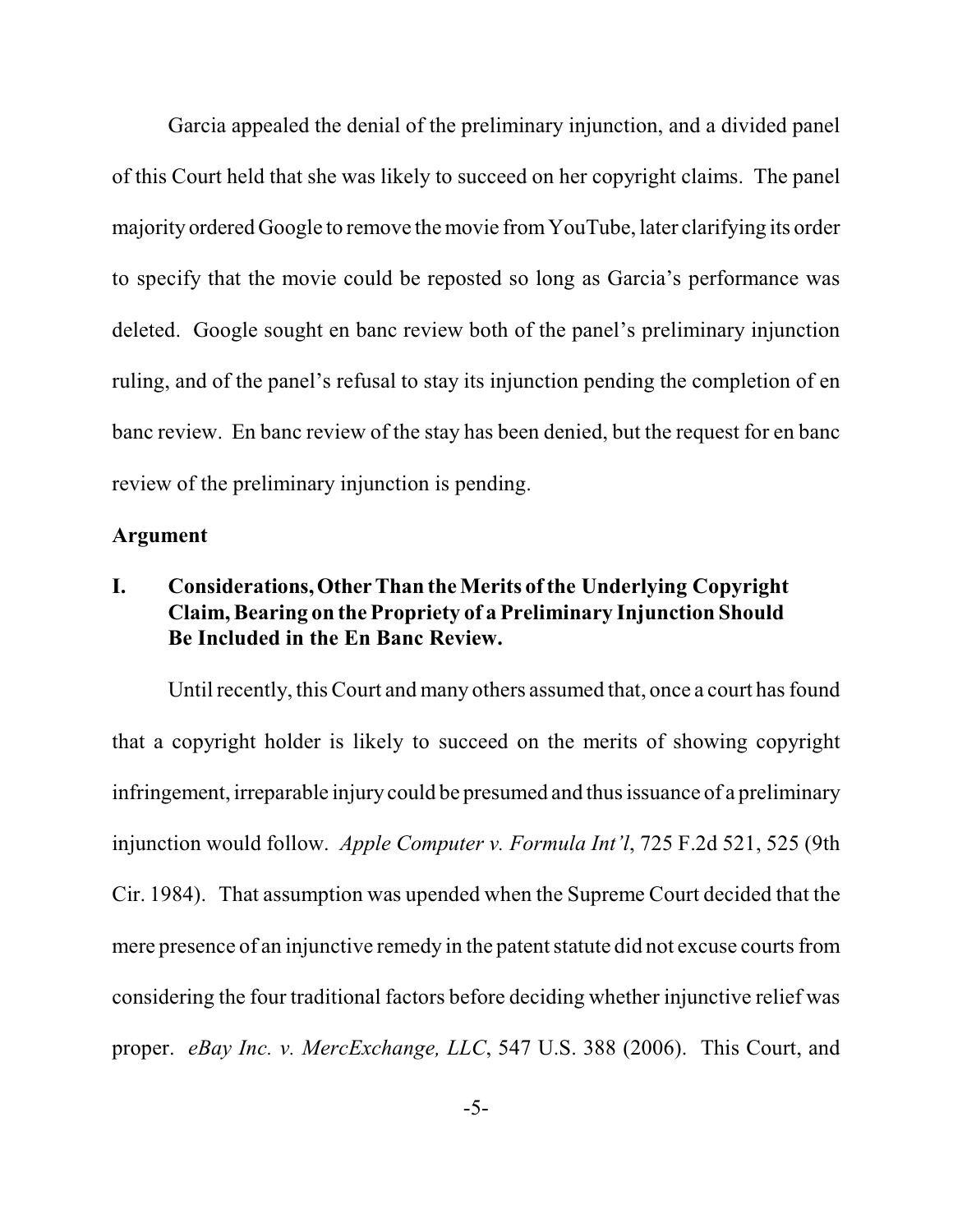Garcia appealed the denial of the preliminary injunction, and a divided panel of this Court held that she was likely to succeed on her copyright claims. The panel majority ordered Google to remove the movie from YouTube, later clarifying its order to specify that the movie could be reposted so long as Garcia's performance was deleted. Google sought en banc review both of the panel's preliminary injunction ruling, and of the panel's refusal to stay its injunction pending the completion of en banc review. En banc review of the stay has been denied, but the request for en banc review of the preliminary injunction is pending.

**Argument**

**I. Considerations, Other Than the Merits of the Underlying Copyright Claim, Bearing on the Propriety of a Preliminary Injunction Should Be Included in the En Banc Review.**

Until recently, this Court and many others assumed that, once a court has found that a copyright holder is likely to succeed on the merits of showing copyright infringement, irreparable injury could be presumed and thus issuance of a preliminary injunction would follow. *Apple Computer v. Formula Int'l*, 725 F.2d 521, 525 (9th Cir. 1984). That assumption was upended when the Supreme Court decided that the mere presence of an injunctive remedy in the patent statute did not excuse courts from considering the four traditional factors before deciding whether injunctive relief was proper. *eBay Inc. v. MercExchange, LLC*, 547 U.S. 388 (2006). This Court, and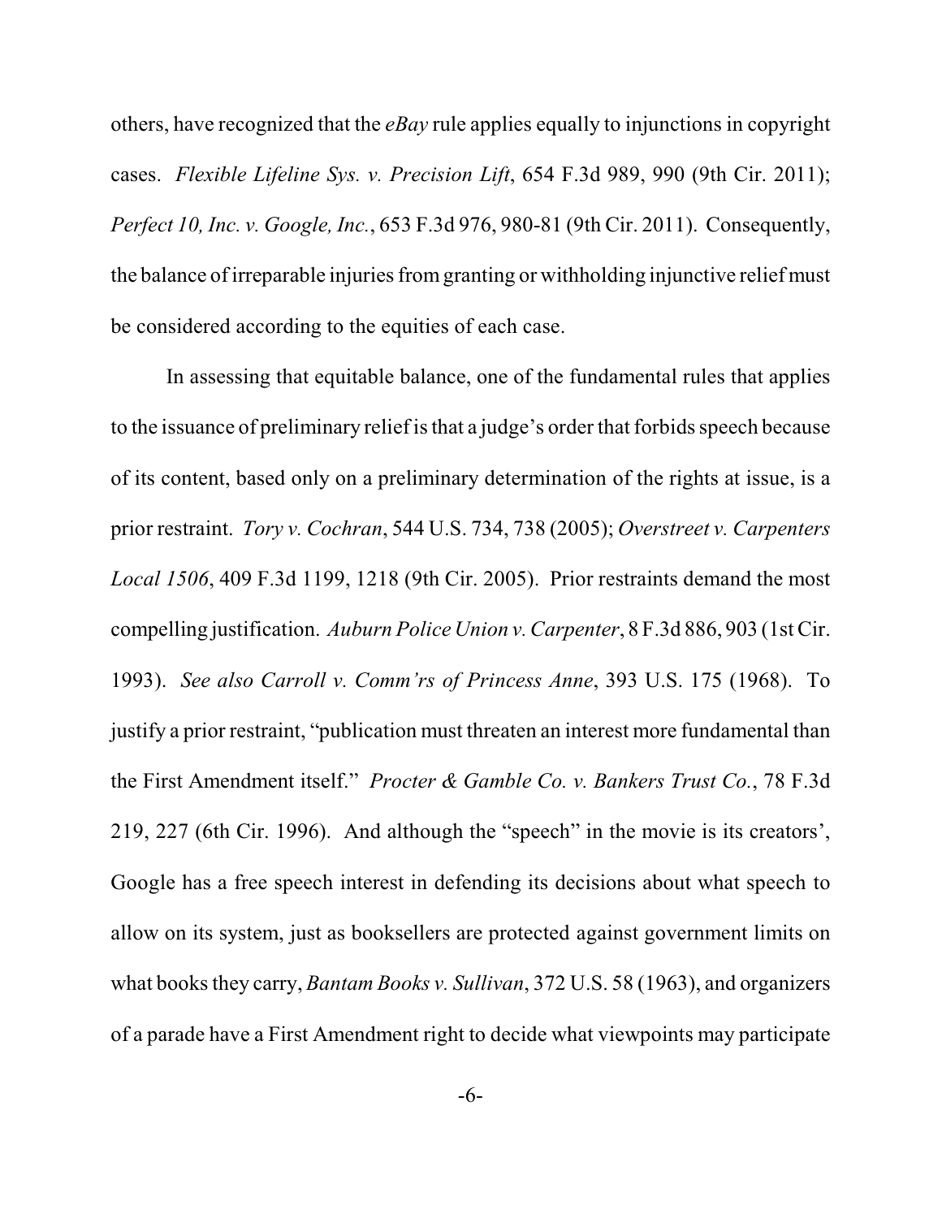others, have recognized that the *eBay* rule applies equally to injunctions in copyright cases. *Flexible Lifeline Sys. v. Precision Lift*, 654 F.3d 989, 990 (9th Cir. 2011); *Perfect 10, Inc. v. Google, Inc.*, 653 F.3d 976, 980-81 (9th Cir. 2011). Consequently, the balance of irreparable injuries from granting or withholding injunctive relief must be considered according to the equities of each case.

In assessing that equitable balance, one of the fundamental rules that applies to the issuance of preliminary relief is that a judge's order that forbids speech because of its content, based only on a preliminary determination of the rights at issue, is a prior restraint. *Tory v. Cochran*, 544 U.S. 734, 738 (2005); *Overstreet v. Carpenters Local 1506*, 409 F.3d 1199, 1218 (9th Cir. 2005). Prior restraints demand the most compelling justification. *Auburn Police Union v. Carpenter*, 8 F.3d 886, 903 (1st Cir. 1993). *See also Carroll v. Comm'rs of Princess Anne*, 393 U.S. 175 (1968). To justify a prior restraint, "publication must threaten an interest more fundamental than the First Amendment itself." *Procter & Gamble Co. v. Bankers Trust Co.*, 78 F.3d 219, 227 (6th Cir. 1996). And although the "speech" in the movie is its creators', Google has a free speech interest in defending its decisions about what speech to allow on its system, just as booksellers are protected against government limits on what books they carry, *Bantam Books v. Sullivan*, 372 U.S. 58 (1963), and organizers of a parade have a First Amendment right to decide what viewpoints may participate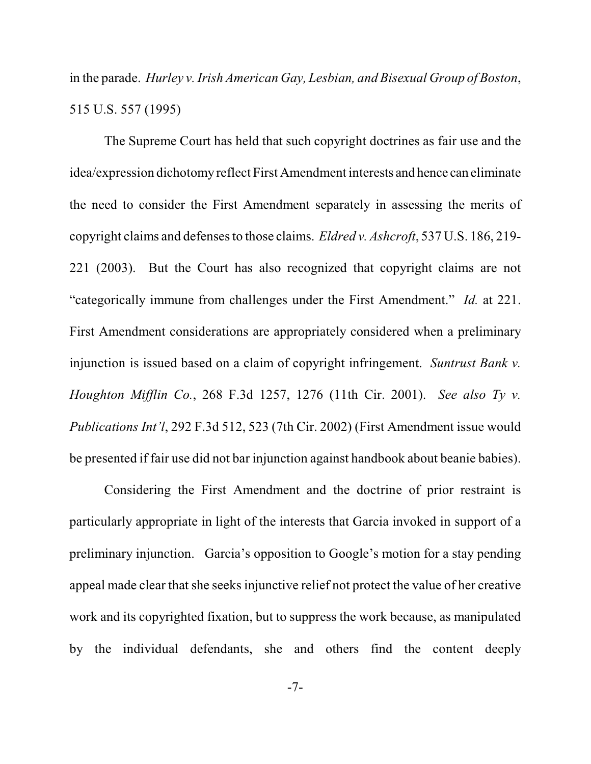in the parade. *Hurley v. Irish American Gay, Lesbian, and Bisexual Group of Boston*, 515 U.S. 557 (1995)

The Supreme Court has held that such copyright doctrines as fair use and the idea/expression dichotomy reflect First Amendment interests and hence can eliminate the need to consider the First Amendment separately in assessing the merits of copyright claims and defenses to those claims. *Eldred v. Ashcroft*, 537 U.S. 186, 219-221 (2003). But the Court has also recognized that copyright claims are not "categorically immune from challenges under the First Amendment." *Id.* at 221. First Amendment considerations are appropriately considered when a preliminary injunction is issued based on a claim of copyright infringement. *Suntrust Bank v. Houghton Mifflin Co.*, 268 F.3d 1257, 1276 (11th Cir. 2001). *See also Ty v. Publications Int'l*, 292 F.3d 512, 523 (7th Cir. 2002) (First Amendment issue would be presented if fair use did not bar injunction against handbook about beanie babies).

Considering the First Amendment and the doctrine of prior restraint is particularly appropriate in light of the interests that Garcia invoked in support of a preliminary injunction. Garcia's opposition to Google's motion for a stay pending appeal made clear that she seeks injunctive relief not protect the value of her creative work and its copyrighted fixation, but to suppress the work because, as manipulated by the individual defendants, she and others find the content deeply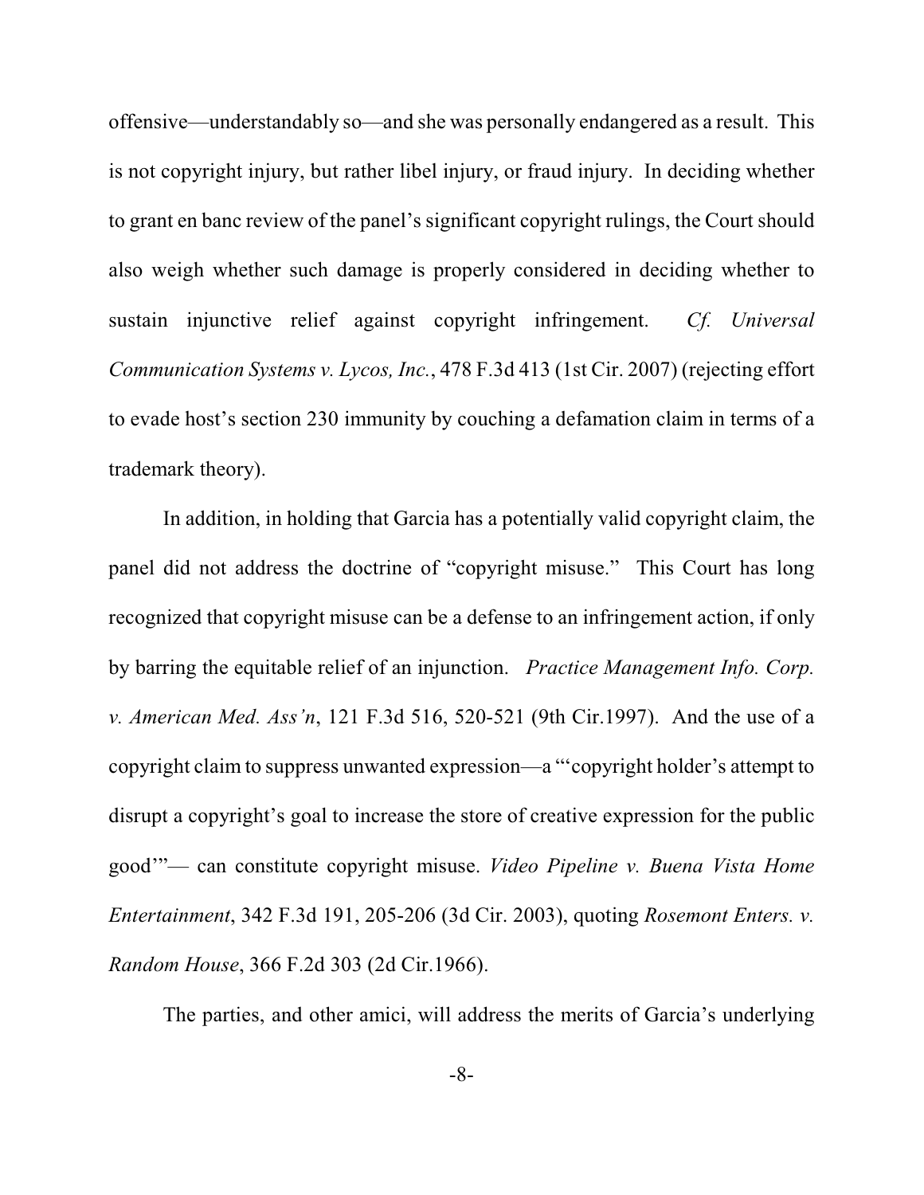offensive—understandably so—and she was personally endangered as a result. This is not copyright injury, but rather libel injury, or fraud injury. In deciding whether to grant en banc review of the panel's significant copyright rulings, the Court should also weigh whether such damage is properly considered in deciding whether to sustain injunctive relief against copyright infringement. *Cf. Universal Communication Systems v. Lycos, Inc.*, 478 F.3d 413 (1st Cir. 2007) (rejecting effort to evade host's section 230 immunity by couching a defamation claim in terms of a trademark theory).

In addition, in holding that Garcia has a potentially valid copyright claim, the panel did not address the doctrine of "copyright misuse." This Court has long recognized that copyright misuse can be a defense to an infringement action, if only by barring the equitable relief of an injunction. *Practice Management Info. Corp. v. American Med. Ass'n*, 121 F.3d 516, 520-521 (9th Cir.1997). And the use of a copyright claim to suppress unwanted expression—a "'copyright holder's attempt to disrupt a copyright's goal to increase the store of creative expression for the public good'"— can constitute copyright misuse. *Video Pipeline v. Buena Vista Home Entertainment*, 342 F.3d 191, 205-206 (3d Cir. 2003), quoting *Rosemont Enters. v. Random House*, 366 F.2d 303 (2d Cir.1966).

The parties, and other amici, will address the merits of Garcia's underlying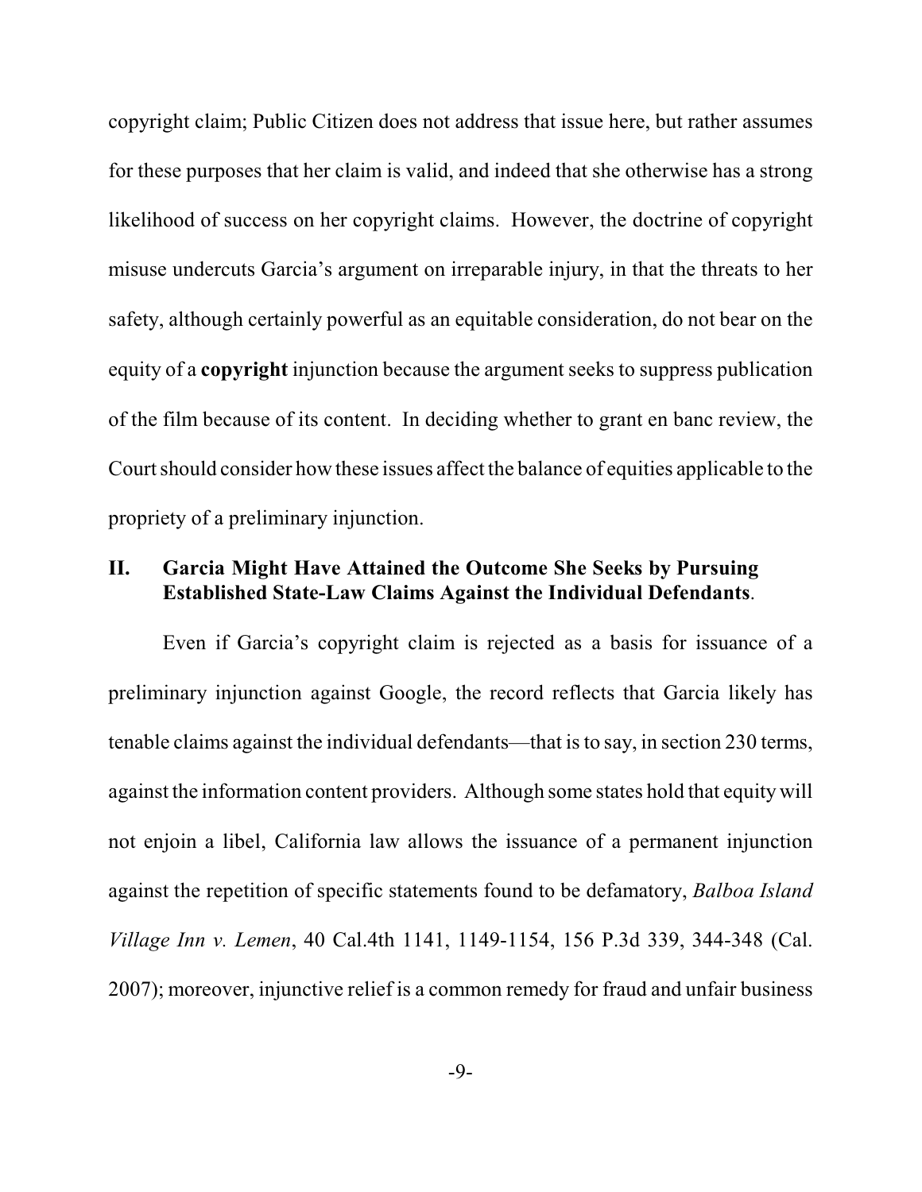copyright claim; Public Citizen does not address that issue here, but rather assumes for these purposes that her claim is valid, and indeed that she otherwise has a strong likelihood of success on her copyright claims. However, the doctrine of copyright misuse undercuts Garcia's argument on irreparable injury, in that the threats to her safety, although certainly powerful as an equitable consideration, do not bear on the equity of a **copyright** injunction because the argument seeks to suppress publication of the film because of its content. In deciding whether to grant en banc review, the Court should consider how these issues affect the balance of equities applicable to the propriety of a preliminary injunction.

## II. Garcia Might Have Attained the Outcome She Seeks by Pursuing Established State-Law Claims Against the Individual Defendants.

Even if Garcia's copyright claim is rejected as a basis for issuance of a preliminary injunction against Google, the record reflects that Garcia likely has tenable claims against the individual defendants—that is to say, in section 230 terms, against the information content providers. Although some states hold that equity will not enjoin a libel, California law allows the issuance of a permanent injunction against the repetition of specific statements found to be defamatory, *Balboa Island Village Inn v. Lemen*, 40 Cal.4th 1141, 1149-1154, 156 P.3d 339, 344-348 (Cal. 2007); moreover, injunctive relief is a common remedy for fraud and unfair business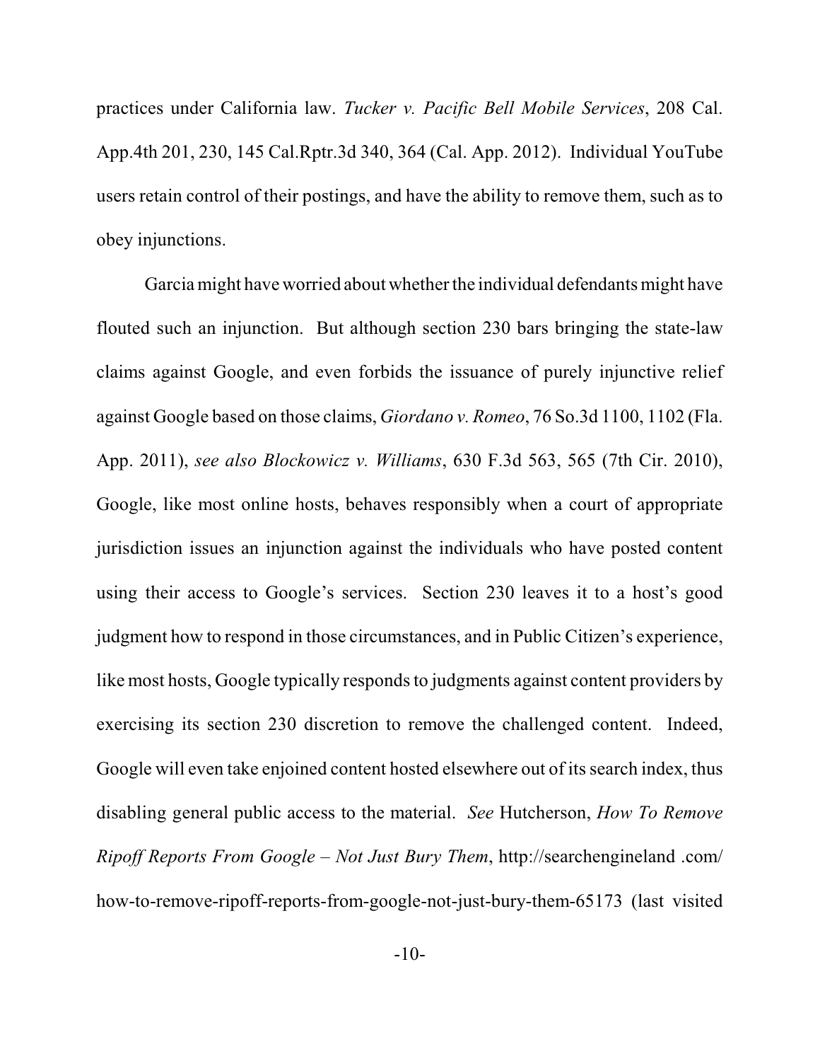practices under California law. *Tucker v. Pacific Bell Mobile Services*, 208 Cal. App.4th 201, 230, 145 Cal.Rptr.3d 340, 364 (Cal. App. 2012). Individual YouTube users retain control of their postings, and have the ability to remove them, such as to obey injunctions.

Garcia might have worried about whether the individual defendants might have flouted such an injunction. But although section 230 bars bringing the state-law claims against Google, and even forbids the issuance of purely injunctive relief against Google based on those claims, *Giordano v. Romeo*, 76 So.3d 1100, 1102 (Fla. App. 2011), *see also Blockowicz v. Williams*, 630 F.3d 563, 565 (7th Cir. 2010), Google, like most online hosts, behaves responsibly when a court of appropriate jurisdiction issues an injunction against the individuals who have posted content using their access to Google's services. Section 230 leaves it to a host's good judgment how to respond in those circumstances, and in Public Citizen's experience, like most hosts, Google typically responds to judgments against content providers by exercising its section 230 discretion to remove the challenged content. Indeed, Google will even take enjoined content hosted elsewhere out of its search index, thus disabling general public access to the material. *See* Hutcherson, *How To Remove Ripoff Reports From Google – Not Just Bury Them*, http://searchengineland .com/ how-to-remove-ripoff-reports-from-google-not-just-bury-them-65173 (last visited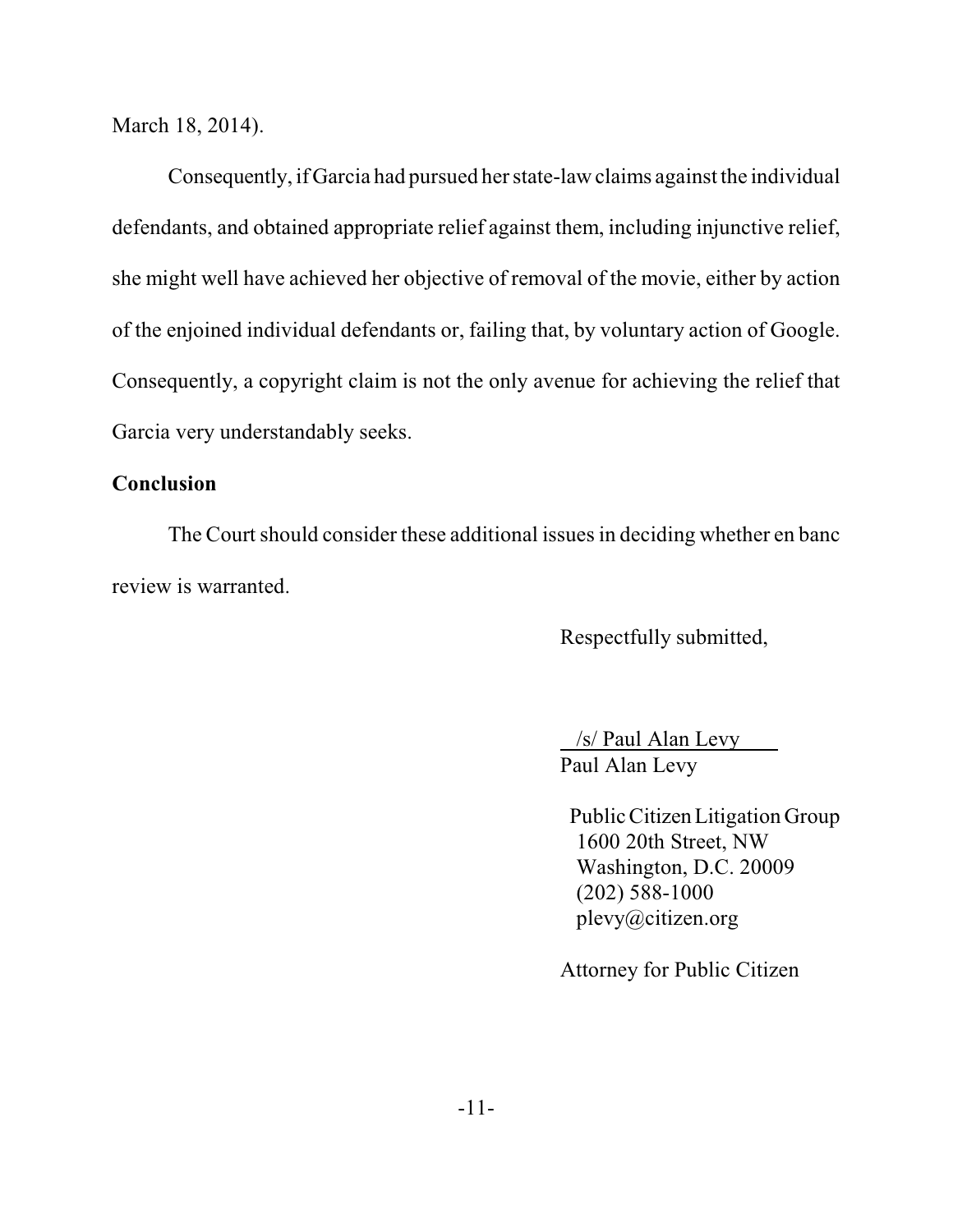March 18, 2014).

Consequently, if Garcia had pursued her state-law claims against the individual defendants, and obtained appropriate relief against them, including injunctive relief, she might well have achieved her objective of removal of the movie, either by action of the enjoined individual defendants or, failing that, by voluntary action of Google. Consequently, a copyright claim is not the only avenue for achieving the relief that Garcia very understandably seeks.

**Conclusion**

The Court should consider these additional issues in deciding whether en banc review is warranted.

Respectfully submitted,

/s/ Paul Alan Levy
Paul Alan Levy

Public Citizen Litigation Group
1600 20th Street, NW
Washington, D.C. 20009
(202) 588-1000
plevy@citizen.org

Attorney for Public Citizen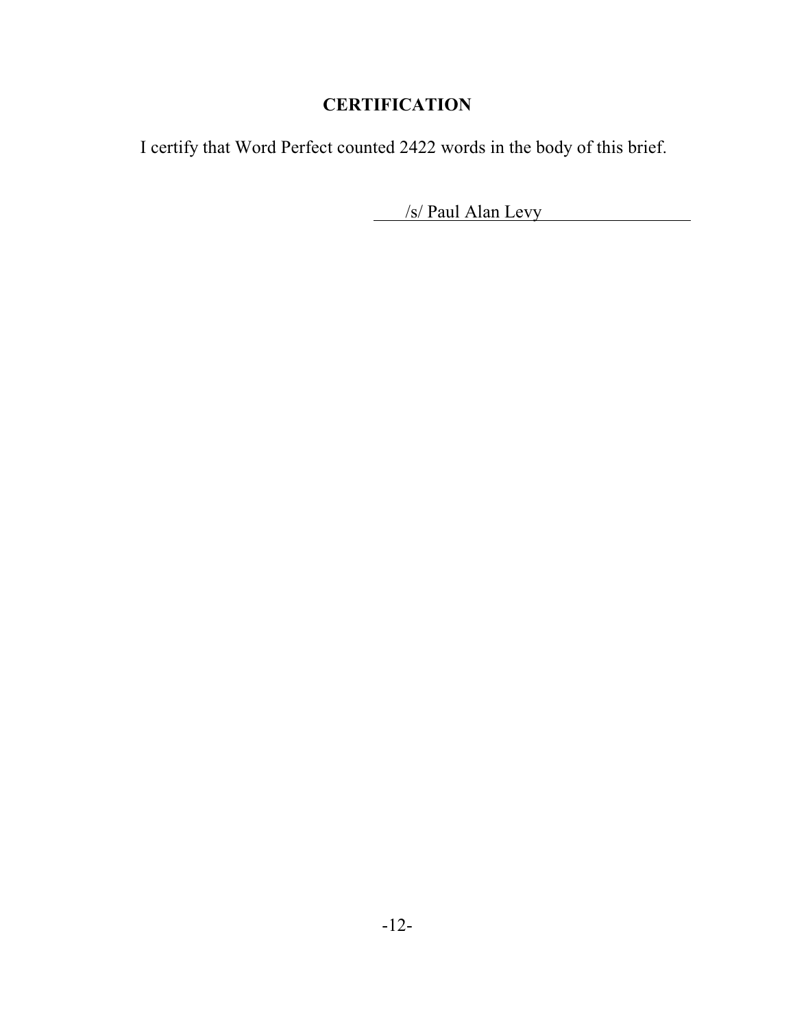## CERTIFICATION

I certify that Word Perfect counted 2422 words in the body of this brief.

/s/ Paul Alan Levy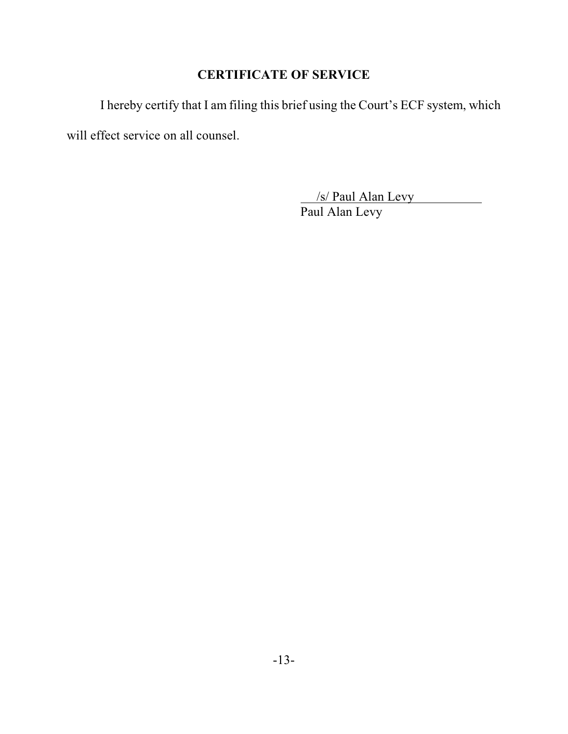## CERTIFICATE OF SERVICE

I hereby certify that I am filing this brief using the Court's ECF system, which will effect service on all counsel.

/s/ Paul Alan Levy
Paul Alan Levy